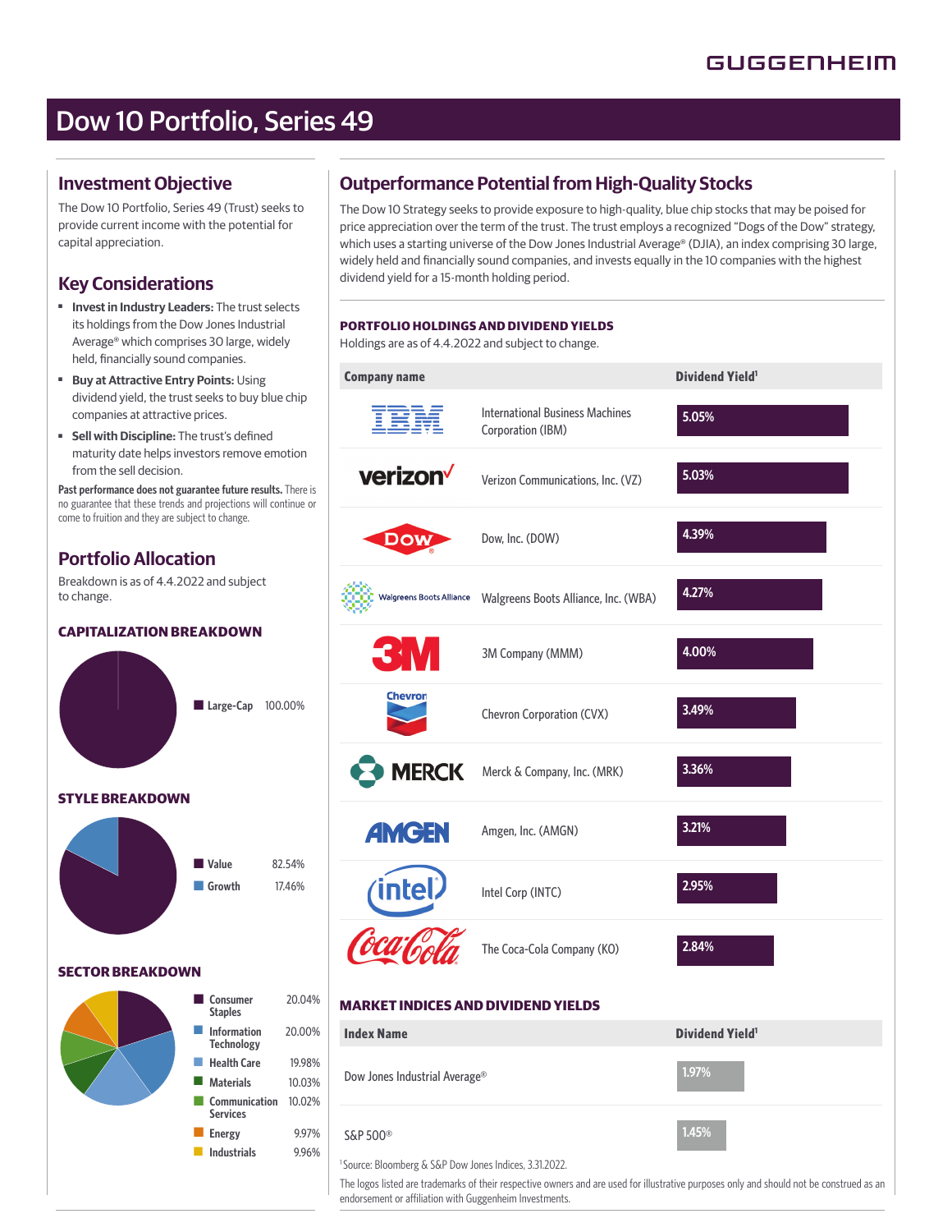# Dow 10 Portfolio, Series 49

## Investment Objective

The Dow 10 Portfolio, Series 49 (Trust) seeks to provide current income with the potential for capital appreciation.

## Key Considerations

- **Invest in Industry Leaders:** The trust selects its holdings from the Dow Jones Industrial Average® which comprises 30 large, widely held, financially sound companies.
- **Buy at Attractive Entry Points:** Using dividend yield, the trust seeks to buy blue chip companies at attractive prices.
- **Sell with Discipline:** The trust's defined maturity date helps investors remove emotion from the sell decision.

**Past performance does not guarantee future results.** There is no guarantee that these trends and projections will continue or come to fruition and they are subject to change.

## Portfolio Allocation

Breakdown is as of 4.4.2022 and subject to change.

### CAPITALIZATION BREAKDOWN

| Category | Allocation |
|---|---|
| Large-Cap | 100.00% |

### STYLE BREAKDOWN

| Category | Allocation |
|---|---|
| Value | 82.54% |
| Growth | 17.46% |

### SECTOR BREAKDOWN

| Sector | Allocation |
|---|---|
| Consumer Staples | 20.04% |
| Information Technology | 20.00% |
| Health Care | 19.98% |
| Materials | 10.03% |
| Communication Services | 10.02% |
| Energy | 9.97% |
| Industrials | 9.96% |

## Outperformance Potential from High-Quality Stocks

The Dow 10 Strategy seeks to provide exposure to high-quality, blue chip stocks that may be poised for price appreciation over the term of the trust. The trust employs a recognized "Dogs of the Dow" strategy, which uses a starting universe of the Dow Jones Industrial Average® (DJIA), an index comprising 30 large, widely held and financially sound companies, and invests equally in the 10 companies with the highest dividend yield for a 15-month holding period.

### PORTFOLIO HOLDINGS AND DIVIDEND YIELDS

Holdings are as of 4.4.2022 and subject to change.

| Company name | Dividend Yield[1] |
|---|---|
| International Business Machines Corporation (IBM) | 5.05% |
| Verizon Communications, Inc. (VZ) | 5.03% |
| Dow, Inc. (DOW) | 4.39% |
| Walgreens Boots Alliance, Inc. (WBA) | 4.27% |
| 3M Company (MMM) | 4.00% |
| Chevron Corporation (CVX) | 3.49% |
| Merck & Company, Inc. (MRK) | 3.36% |
| Amgen, Inc. (AMGN) | 3.21% |
| Intel Corp (INTC) | 2.95% |
| The Coca-Cola Company (KO) | 2.84% |

### MARKET INDICES AND DIVIDEND YIELDS

| Index Name | Dividend Yield[1] |
|---|---|
| Dow Jones Industrial Average® | 1.97% |
| S&P 500® | 1.45% |

[1]Source: Bloomberg & S&P Dow Jones Indices, 3.31.2022.

The logos listed are trademarks of their respective owners and are used for illustrative purposes only and should not be construed as an endorsement or affiliation with Guggenheim Investments.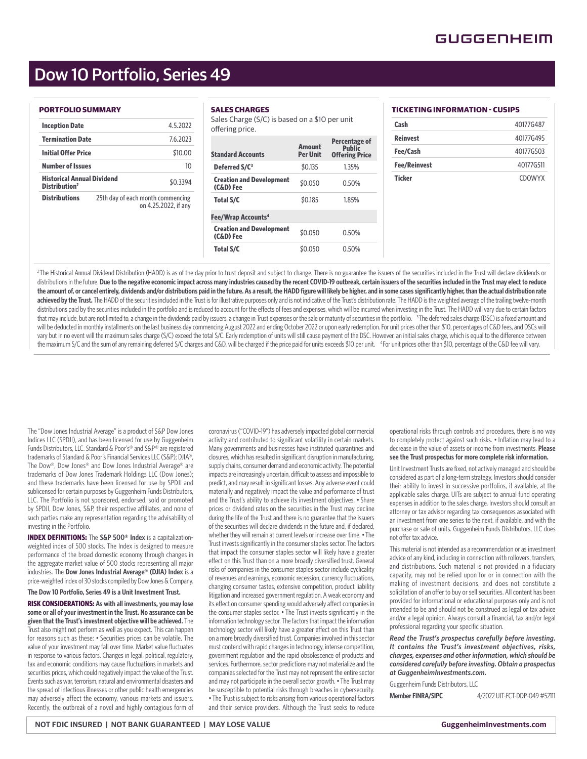GUGGENHEIM

# Dow 10 Portfolio, Series 49

### PORTFOLIO SUMMARY

| | |
|---|---|
| **Inception Date** | 4.5.2022 |
| **Termination Date** | 7.6.2023 |
| **Initial Offer Price** | $10.00 |
| **Number of Issues** | 10 |
| **Historical Annual Dividend Distribution**[2] | $0.3394 |
| **Distributions** | 25th day of each month commencing on 4.25.2022, if any |

### SALES CHARGES

Sales Charge (S/C) is based on a $10 per unit offering price.

| **Standard Accounts** | **Amount Per Unit** | **Percentage of Public Offering Price** |
|---|---|---|
| **Deferred S/C**[3] | $0.135 | 1.35% |
| **Creation and Development (C&D) Fee** | $0.050 | 0.50% |
| **Total S/C** | $0.185 | 1.85% |
| **Fee/Wrap Accounts**[4] | | |
| **Creation and Development (C&D) Fee** | $0.050 | 0.50% |
| **Total S/C** | $0.050 | 0.50% |

### TICKETING INFORMATION - CUSIPS

| | |
|---|---|
| **Cash** | 40177G487 |
| **Reinvest** | 40177G495 |
| **Fee/Cash** | 40177G503 |
| **Fee/Reinvest** | 40177G511 |
| **Ticker** | CDOWYX |

[2] The Historical Annual Dividend Distribution (HADD) is as of the day prior to trust deposit and subject to change. There is no guarantee the issuers of the securities included in the Trust will declare dividends or distributions in the future. **Due to the negative economic impact across many industries caused by the recent COVID-19 outbreak, certain issuers of the securities included in the Trust may elect to reduce the amount of, or cancel entirely, dividends and/or distributions paid in the future. As a result, the HADD figure will likely be higher, and in some cases significantly higher, than the actual distribution rate achieved by the Trust.** The HADD of the securities included in the Trust is for illustrative purposes only and is not indicative of the Trust's distribution rate. The HADD is the weighted average of the trailing twelve-month distributions paid by the securities included in the portfolio and is reduced to account for the effects of fees and expenses, which will be incurred when investing in the Trust. The HADD will vary due to certain factors that may include, but are not limited to, a change in the dividends paid by issuers, a change in Trust expenses or the sale or maturity of securities in the portfolio. [3] The deferred sales charge (DSC) is a fixed amount and will be deducted in monthly installments on the last business day commencing August 2022 and ending October 2022 or upon early redemption. For unit prices other than $10, percentages of C&D fees, and DSCs will vary but in no event will the maximum sales charge (S/C) exceed the total S/C. Early redemption of units will still cause payment of the DSC. However, an initial sales charge, which is equal to the difference between the maximum S/C and the sum of any remaining deferred S/C charges and C&D, will be charged if the price paid for units exceeds $10 per unit. [4] For unit prices other than $10, percentage of the C&D fee will vary.

The "Dow Jones Industrial Average" is a product of S&P Dow Jones Indices LLC (SPDJI), and has been licensed for use by Guggenheim Funds Distributors, LLC. Standard & Poor's® and S&P® are registered trademarks of Standard & Poor's Financial Services LLC (S&P); DJIA®, The Dow®, Dow Jones® and Dow Jones Industrial Average® are trademarks of Dow Jones Trademark Holdings LLC (Dow Jones); and these trademarks have been licensed for use by SPDJI and sublicensed for certain purposes by Guggenheim Funds Distributors, LLC. The Portfolio is not sponsored, endorsed, sold or promoted by SPDJI, Dow Jones, S&P, their respective affiliates, and none of such parties make any representation regarding the advisability of investing in the Portfolio.

**INDEX DEFINITIONS:** The **S&P 500® Index** is a capitalization-weighted index of 500 stocks. The Index is designed to measure performance of the broad domestic economy through changes in the aggregate market value of 500 stocks representing all major industries. The **Dow Jones Industrial Average® (DJIA) Index** is a price-weighted index of 30 stocks compiled by Dow Jones & Company.

**The Dow 10 Portfolio, Series 49 is a Unit Investment Trust.**

**RISK CONSIDERATIONS: As with all investments, you may lose some or all of your investment in the Trust. No assurance can be given that the Trust's investment objective will be achieved.** The Trust also might not perform as well as you expect. This can happen for reasons such as these: • Securities prices can be volatile. The value of your investment may fall over time. Market value fluctuates in response to various factors. Changes in legal, political, regulatory, tax and economic conditions may cause fluctuations in markets and securities prices, which could negatively impact the value of the Trust. Events such as war, terrorism, natural and environmental disasters and the spread of infectious illnesses or other public health emergencies may adversely affect the economy, various markets and issuers. Recently, the outbreak of a novel and highly contagious form of coronavirus ("COVID-19") has adversely impacted global commercial activity and contributed to significant volatility in certain markets. Many governments and businesses have instituted quarantines and closures, which has resulted in significant disruption in manufacturing, supply chains, consumer demand and economic activity. The potential impacts are increasingly uncertain, difficult to assess and impossible to predict, and may result in significant losses. Any adverse event could materially and negatively impact the value and performance of trust and the Trust's ability to achieve its investment objectives. • Share prices or dividend rates on the securities in the Trust may decline during the life of the Trust and there is no guarantee that the issuers of the securities will declare dividends in the future and, if declared, whether they will remain at current levels or increase over time. • The Trust invests significantly in the consumer staples sector. The factors that impact the consumer staples sector will likely have a greater effect on this Trust than on a more broadly diversified trust. General risks of companies in the consumer staples sector include cyclicality of revenues and earnings, economic recession, currency fluctuations, changing consumer tastes, extensive competition, product liability litigation and increased government regulation. A weak economy and its effect on consumer spending would adversely affect companies in the consumer staples sector. • The Trust invests significantly in the information technology sector. The factors that impact the information technology sector will likely have a greater effect on this Trust than on a more broadly diversified trust. Companies involved in this sector must contend with rapid changes in technology, intense competition, government regulation and the rapid obsolescence of products and services. Furthermore, sector predictions may not materialize and the companies selected for the Trust may not represent the entire sector and may not participate in the overall sector growth. • The Trust may be susceptible to potential risks through breaches in cybersecurity. • The Trust is subject to risks arising from various operational factors and their service providers. Although the Trust seeks to reduce operational risks through controls and procedures, there is no way to completely protect against such risks. • Inflation may lead to a decrease in the value of assets or income from investments. **Please see the Trust prospectus for more complete risk information.**

Unit Investment Trusts are fixed, not actively managed and should be considered as part of a long-term strategy. Investors should consider their ability to invest in successive portfolios, if available, at the applicable sales charge. UITs are subject to annual fund operating expenses in addition to the sales charge. Investors should consult an attorney or tax advisor regarding tax consequences associated with an investment from one series to the next, if available, and with the purchase or sale of units. Guggenheim Funds Distributors, LLC does not offer tax advice.

This material is not intended as a recommendation or as investment advice of any kind, including in connection with rollovers, transfers, and distributions. Such material is not provided in a fiduciary capacity, may not be relied upon for or in connection with the making of investment decisions, and does not constitute a solicitation of an offer to buy or sell securities. All content has been provided for informational or educational purposes only and is not intended to be and should not be construed as legal or tax advice and/or a legal opinion. Always consult a financial, tax and/or legal professional regarding your specific situation.

***Read the Trust's prospectus carefully before investing. It contains the Trust's investment objectives, risks, charges, expenses and other information, which should be considered carefully before investing. Obtain a prospectus at GuggenheimInvestments.com.***

Guggenheim Funds Distributors, LLC

**Member FINRA/SIPC** 4/2022 UIT-FCT-DDP-049 #52111

**NOT FDIC INSURED | NOT BANK GUARANTEED | MAY LOSE VALUE**

**GuggenheimInvestments.com**